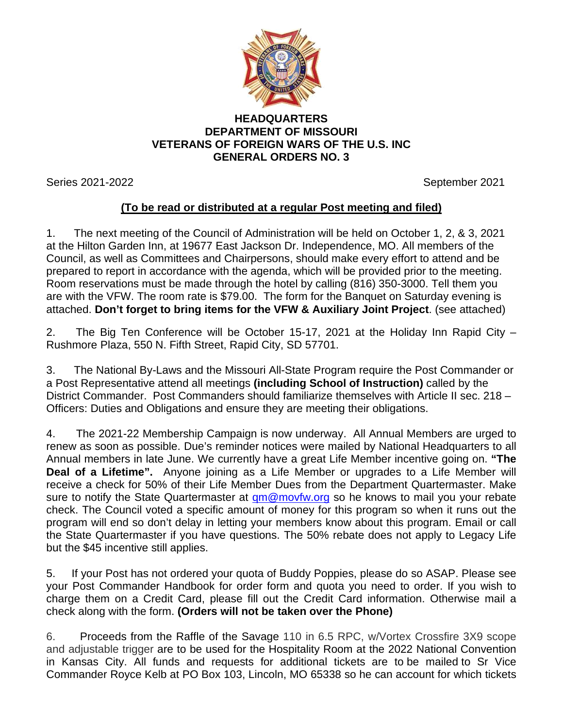**HEADQUARTERS**
**DEPARTMENT OF MISSOURI**
**VETERANS OF FOREIGN WARS OF THE U.S. INC**
**GENERAL ORDERS NO. 3**

Series 2021-2022 September 2021

**(To be read or distributed at a regular Post meeting and filed)**

1. The next meeting of the Council of Administration will be held on October 1, 2, & 3, 2021 at the Hilton Garden Inn, at 19677 East Jackson Dr. Independence, MO. All members of the Council, as well as Committees and Chairpersons, should make every effort to attend and be prepared to report in accordance with the agenda, which will be provided prior to the meeting. Room reservations must be made through the hotel by calling (816) 350-3000. Tell them you are with the VFW. The room rate is $79.00. The form for the Banquet on Saturday evening is attached. **Don't forget to bring items for the VFW & Auxiliary Joint Project**. (see attached)

2. The Big Ten Conference will be October 15-17, 2021 at the Holiday Inn Rapid City – Rushmore Plaza, 550 N. Fifth Street, Rapid City, SD 57701.

3. The National By-Laws and the Missouri All-State Program require the Post Commander or a Post Representative attend all meetings **(including School of Instruction)** called by the District Commander. Post Commanders should familiarize themselves with Article II sec. 218 – Officers: Duties and Obligations and ensure they are meeting their obligations.

4. The 2021-22 Membership Campaign is now underway. All Annual Members are urged to renew as soon as possible. Due's reminder notices were mailed by National Headquarters to all Annual members in late June. We currently have a great Life Member incentive going on. **"The Deal of a Lifetime".** Anyone joining as a Life Member or upgrades to a Life Member will receive a check for 50% of their Life Member Dues from the Department Quartermaster. Make sure to notify the State Quartermaster at qm@movfw.org so he knows to mail you your rebate check. The Council voted a specific amount of money for this program so when it runs out the program will end so don't delay in letting your members know about this program. Email or call the State Quartermaster if you have questions. The 50% rebate does not apply to Legacy Life but the $45 incentive still applies.

5. If your Post has not ordered your quota of Buddy Poppies, please do so ASAP. Please see your Post Commander Handbook for order form and quota you need to order. If you wish to charge them on a Credit Card, please fill out the Credit Card information. Otherwise mail a check along with the form. **(Orders will not be taken over the Phone)**

6. Proceeds from the Raffle of the Savage 110 in 6.5 RPC, w/Vortex Crossfire 3X9 scope and adjustable trigger are to be used for the Hospitality Room at the 2022 National Convention in Kansas City. All funds and requests for additional tickets are to be mailed to Sr Vice Commander Royce Kelb at PO Box 103, Lincoln, MO 65338 so he can account for which tickets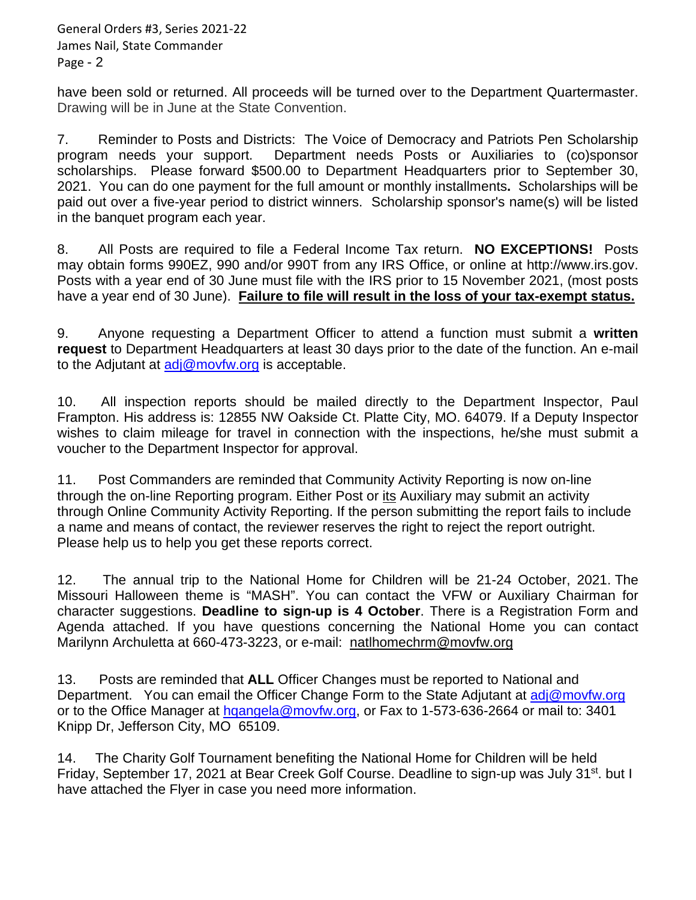have been sold or returned. All proceeds will be turned over to the Department Quartermaster. Drawing will be in June at the State Convention.

7. Reminder to Posts and Districts: The Voice of Democracy and Patriots Pen Scholarship program needs your support. Department needs Posts or Auxiliaries to (co)sponsor scholarships. Please forward $500.00 to Department Headquarters prior to September 30, 2021. You can do one payment for the full amount or monthly installments**.** Scholarships will be paid out over a five-year period to district winners. Scholarship sponsor's name(s) will be listed in the banquet program each year.

8. All Posts are required to file a Federal Income Tax return. **NO EXCEPTIONS!** Posts may obtain forms 990EZ, 990 and/or 990T from any IRS Office, or online at http://www.irs.gov. Posts with a year end of 30 June must file with the IRS prior to 15 November 2021, (most posts have a year end of 30 June). **Failure to file will result in the loss of your tax-exempt status.**

9. Anyone requesting a Department Officer to attend a function must submit a **written request** to Department Headquarters at least 30 days prior to the date of the function. An e-mail to the Adjutant at adj@movfw.org is acceptable.

10. All inspection reports should be mailed directly to the Department Inspector, Paul Frampton. His address is: 12855 NW Oakside Ct. Platte City, MO. 64079. If a Deputy Inspector wishes to claim mileage for travel in connection with the inspections, he/she must submit a voucher to the Department Inspector for approval.

11. Post Commanders are reminded that Community Activity Reporting is now on-line through the on-line Reporting program. Either Post or its Auxiliary may submit an activity through Online Community Activity Reporting. If the person submitting the report fails to include a name and means of contact, the reviewer reserves the right to reject the report outright. Please help us to help you get these reports correct.

12. The annual trip to the National Home for Children will be 21-24 October, 2021. The Missouri Halloween theme is "MASH". You can contact the VFW or Auxiliary Chairman for character suggestions. **Deadline to sign-up is 4 October**. There is a Registration Form and Agenda attached. If you have questions concerning the National Home you can contact Marilynn Archuletta at 660-473-3223, or e-mail: natlhomechrm@movfw.org

13. Posts are reminded that **ALL** Officer Changes must be reported to National and Department. You can email the Officer Change Form to the State Adjutant at adj@movfw.org or to the Office Manager at hqangela@movfw.org, or Fax to 1-573-636-2664 or mail to: 3401 Knipp Dr, Jefferson City, MO 65109.

14. The Charity Golf Tournament benefiting the National Home for Children will be held Friday, September 17, 2021 at Bear Creek Golf Course. Deadline to sign-up was July 31st. but I have attached the Flyer in case you need more information.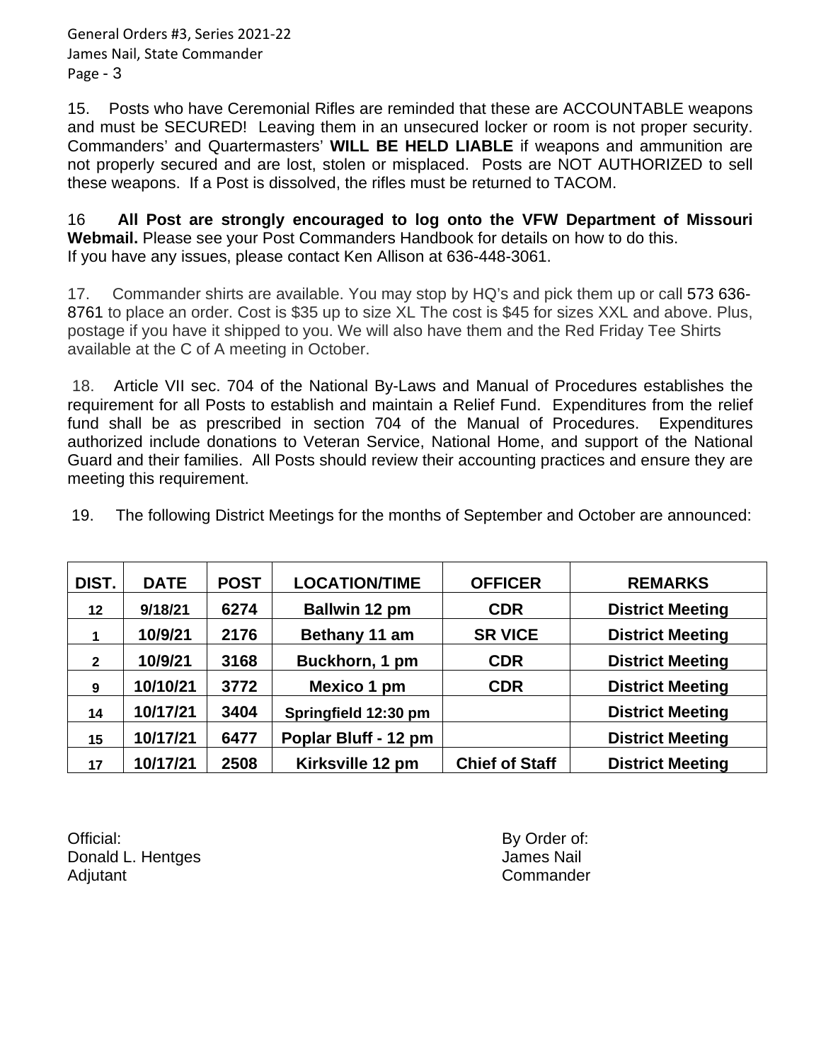15. Posts who have Ceremonial Rifles are reminded that these are ACCOUNTABLE weapons and must be SECURED! Leaving them in an unsecured locker or room is not proper security. Commanders' and Quartermasters' **WILL BE HELD LIABLE** if weapons and ammunition are not properly secured and are lost, stolen or misplaced. Posts are NOT AUTHORIZED to sell these weapons. If a Post is dissolved, the rifles must be returned to TACOM.

16 **All Post are strongly encouraged to log onto the VFW Department of Missouri Webmail.** Please see your Post Commanders Handbook for details on how to do this. If you have any issues, please contact Ken Allison at 636-448-3061.

17. Commander shirts are available. You may stop by HQ's and pick them up or call 573 636-8761 to place an order. Cost is $35 up to size XL The cost is $45 for sizes XXL and above. Plus, postage if you have it shipped to you. We will also have them and the Red Friday Tee Shirts available at the C of A meeting in October.

18. Article VII sec. 704 of the National By-Laws and Manual of Procedures establishes the requirement for all Posts to establish and maintain a Relief Fund. Expenditures from the relief fund shall be as prescribed in section 704 of the Manual of Procedures. Expenditures authorized include donations to Veteran Service, National Home, and support of the National Guard and their families. All Posts should review their accounting practices and ensure they are meeting this requirement.

19. The following District Meetings for the months of September and October are announced:

| DIST. | DATE | POST | LOCATION/TIME | OFFICER | REMARKS |
|---|---|---|---|---|---|
| 12 | 9/18/21 | 6274 | Ballwin 12 pm | CDR | District Meeting |
| 1 | 10/9/21 | 2176 | Bethany 11 am | SR VICE | District Meeting |
| 2 | 10/9/21 | 3168 | Buckhorn, 1 pm | CDR | District Meeting |
| 9 | 10/10/21 | 3772 | Mexico 1 pm | CDR | District Meeting |
| 14 | 10/17/21 | 3404 | Springfield 12:30 pm | | District Meeting |
| 15 | 10/17/21 | 6477 | Poplar Bluff - 12 pm | | District Meeting |
| 17 | 10/17/21 | 2508 | Kirksville 12 pm | Chief of Staff | District Meeting |

Official:
Donald L. Hentges
Adjutant

By Order of:
James Nail
Commander